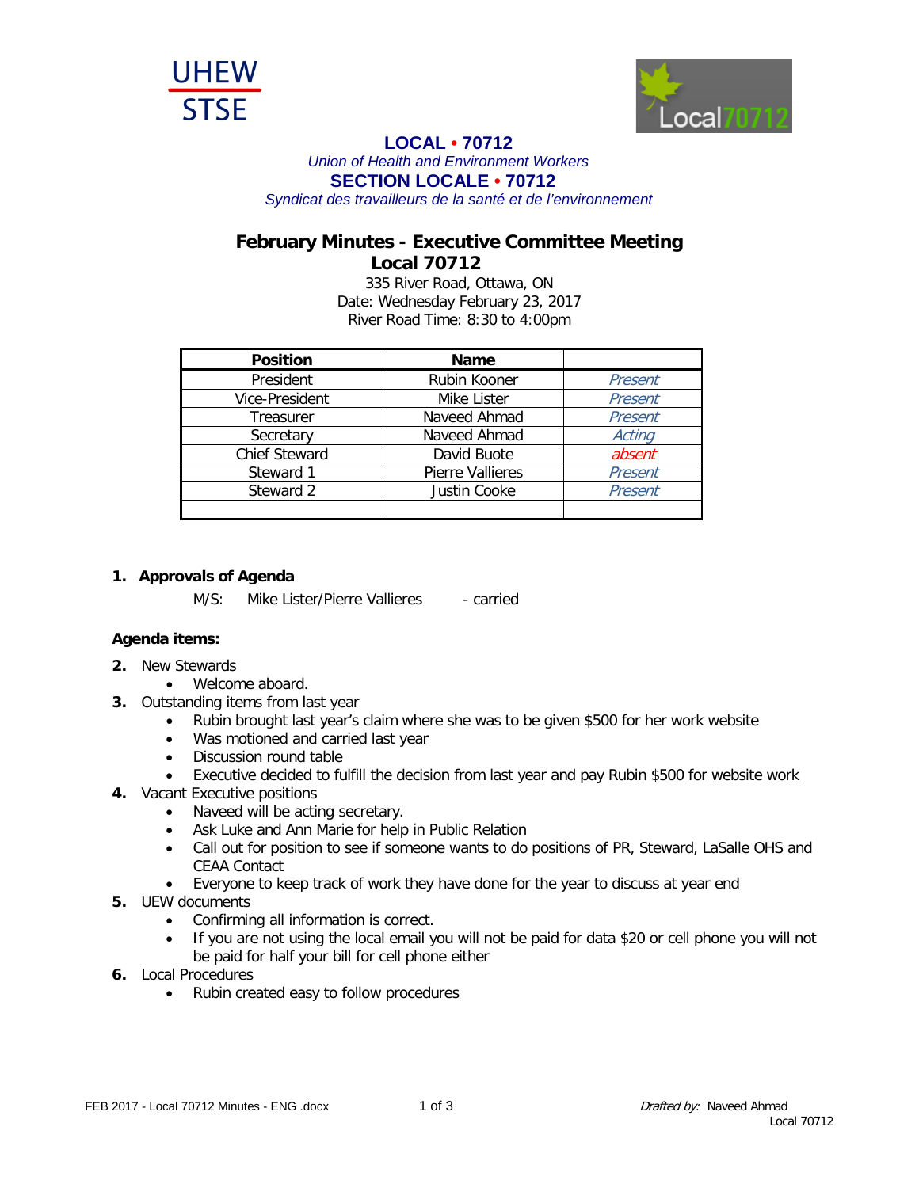UHEW
STSE

Local70712

**LOCAL • 70712**

*Union of Health and Environment Workers*

**SECTION LOCALE • 70712**

*Syndicat des travailleurs de la santé et de l'environnement*

# February Minutes - Executive Committee Meeting Local 70712

335 River Road, Ottawa, ON
Date: Wednesday February 23, 2017
River Road Time: 8:30 to 4:00pm

| Position | Name | |
|---|---|---|
| President | Rubin Kooner | *Present* |
| Vice-President | Mike Lister | *Present* |
| Treasurer | Naveed Ahmad | *Present* |
| Secretary | Naveed Ahmad | *Acting* |
| Chief Steward | David Buote | *absent* |
| Steward 1 | Pierre Vallieres | *Present* |
| Steward 2 | Justin Cooke | *Present* |
| | | |

**1. Approvals of Agenda**

M/S: Mike Lister/Pierre Vallieres - carried

**Agenda items:**

2. New Stewards
   - Welcome aboard.
3. Outstanding items from last year
   - Rubin brought last year's claim where she was to be given $500 for her work website
   - Was motioned and carried last year
   - Discussion round table
   - Executive decided to fulfill the decision from last year and pay Rubin $500 for website work
4. Vacant Executive positions
   - Naveed will be acting secretary.
   - Ask Luke and Ann Marie for help in Public Relation
   - Call out for position to see if someone wants to do positions of PR, Steward, LaSalle OHS and CEAA Contact
   - Everyone to keep track of work they have done for the year to discuss at year end
5. UEW documents
   - Confirming all information is correct.
   - If you are not using the local email you will not be paid for data $20 or cell phone you will not be paid for half your bill for cell phone either
6. Local Procedures
   - Rubin created easy to follow procedures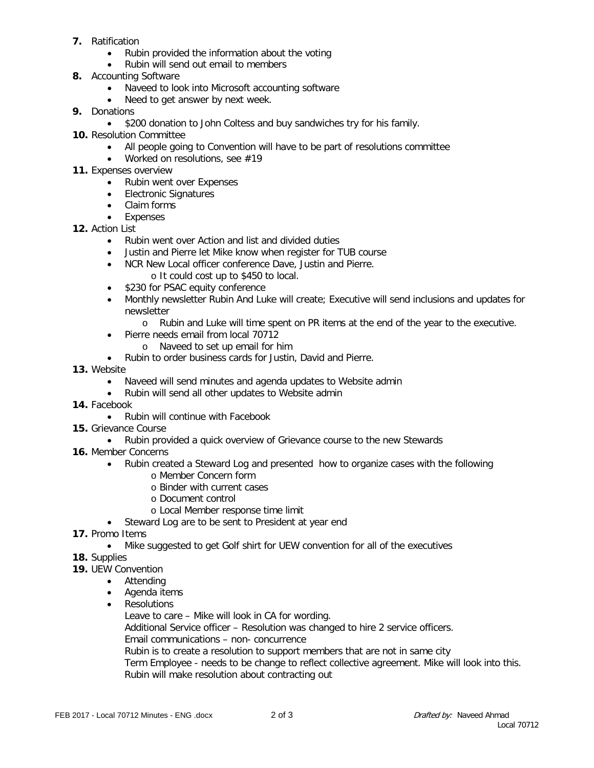7. **Ratification**
    - Rubin provided the information about the voting
    - Rubin will send out email to members
8. **Accounting Software**
    - Naveed to look into Microsoft accounting software
    - Need to get answer by next week.
9. **Donations**
    - $200 donation to John Coltess and buy sandwiches try for his family.
10. **Resolution Committee**
    - All people going to Convention will have to be part of resolutions committee
    - Worked on resolutions, see #19
11. **Expenses overview**
    - Rubin went over Expenses
    - Electronic Signatures
    - Claim forms
    - Expenses
12. **Action List**
    - Rubin went over Action and list and divided duties
    - Justin and Pierre let Mike know when register for TUB course
    - NCR New Local officer conference Dave, Justin and Pierre.
        - It could cost up to $450 to local.
    - $230 for PSAC equity conference
    - Monthly newsletter Rubin And Luke will create; Executive will send inclusions and updates for newsletter
        - Rubin and Luke will time spent on PR items at the end of the year to the executive.
    - Pierre needs email from local 70712
        - Naveed to set up email for him
    - Rubin to order business cards for Justin, David and Pierre.
13. **Website**
    - Naveed will send minutes and agenda updates to Website admin
    - Rubin will send all other updates to Website admin
14. **Facebook**
    - Rubin will continue with Facebook
15. **Grievance Course**
    - Rubin provided a quick overview of Grievance course to the new Stewards
16. **Member Concerns**
    - Rubin created a Steward Log and presented how to organize cases with the following
        - Member Concern form
        - Binder with current cases
        - Document control
        - Local Member response time limit
    - Steward Log are to be sent to President at year end
17. **Promo Items**
    - Mike suggested to get Golf shirt for UEW convention for all of the executives
18. **Supplies**
19. **UEW Convention**
    - Attending
    - Agenda items
    - Resolutions

      Leave to care – Mike will look in CA for wording.
      Additional Service officer – Resolution was changed to hire 2 service officers.
      Email communications – non- concurrence
      Rubin is to create a resolution to support members that are not in same city
      Term Employee - needs to be change to reflect collective agreement. Mike will look into this.
      Rubin will make resolution about contracting out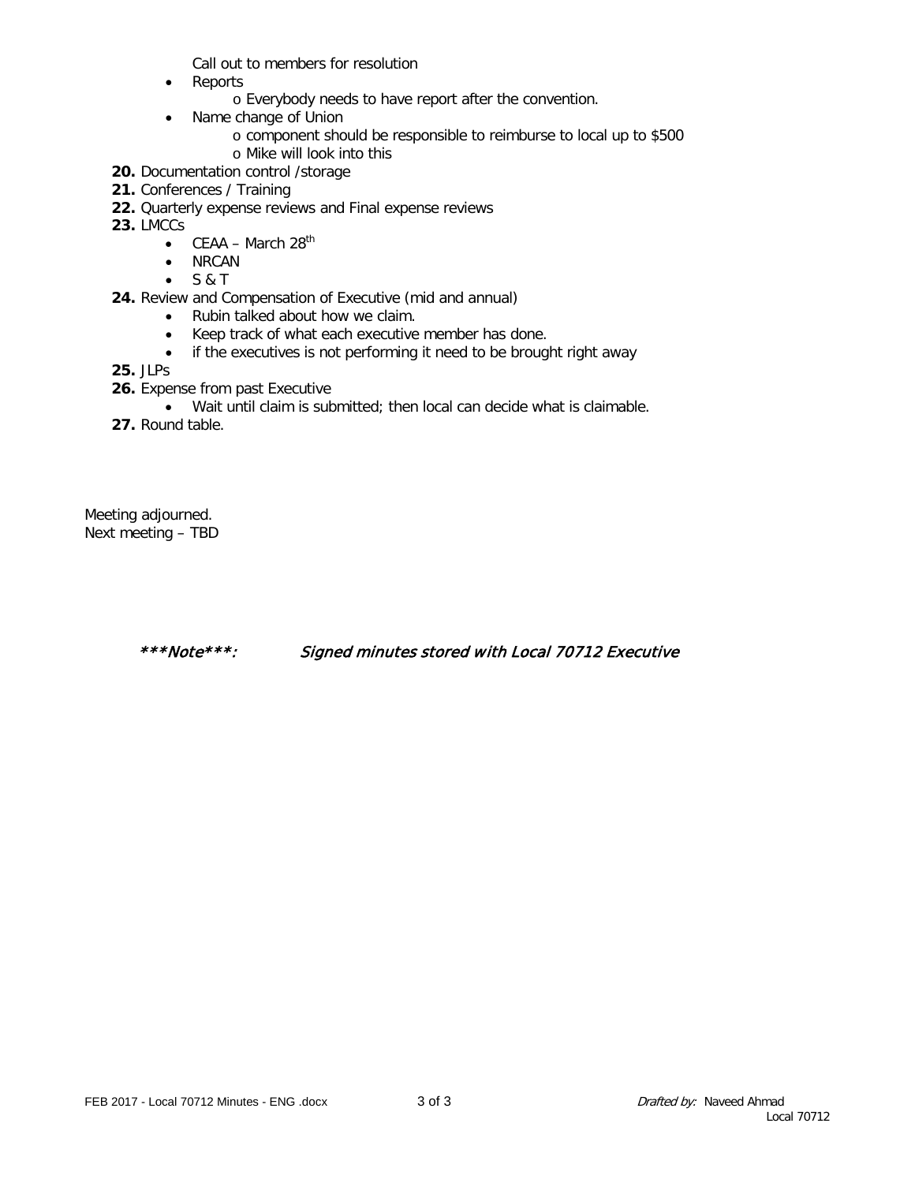Call out to members for resolution

- Reports
  - Everybody needs to have report after the convention.
- Name change of Union
  - component should be responsible to reimburse to local up to $500
  - Mike will look into this

**20.** Documentation control /storage

**21.** Conferences / Training

**22.** Quarterly expense reviews and Final expense reviews

**23.** LMCCs

- CEAA – March 28th
- NRCAN
- S & T

**24.** Review and Compensation of Executive (mid and annual)

- Rubin talked about how we claim.
- Keep track of what each executive member has done.
- if the executives is not performing it need to be brought right away

**25.** JLPs

**26.** Expense from past Executive

- Wait until claim is submitted; then local can decide what is claimable.

**27.** Round table.

Meeting adjourned.
Next meeting – TBD

*\*\*\*Note\*\*\*:* *Signed minutes stored with Local 70712 Executive*

FEB 2017 - Local 70712 Minutes - ENG .docx

*Drafted by:* Naveed Ahmad
Local 70712